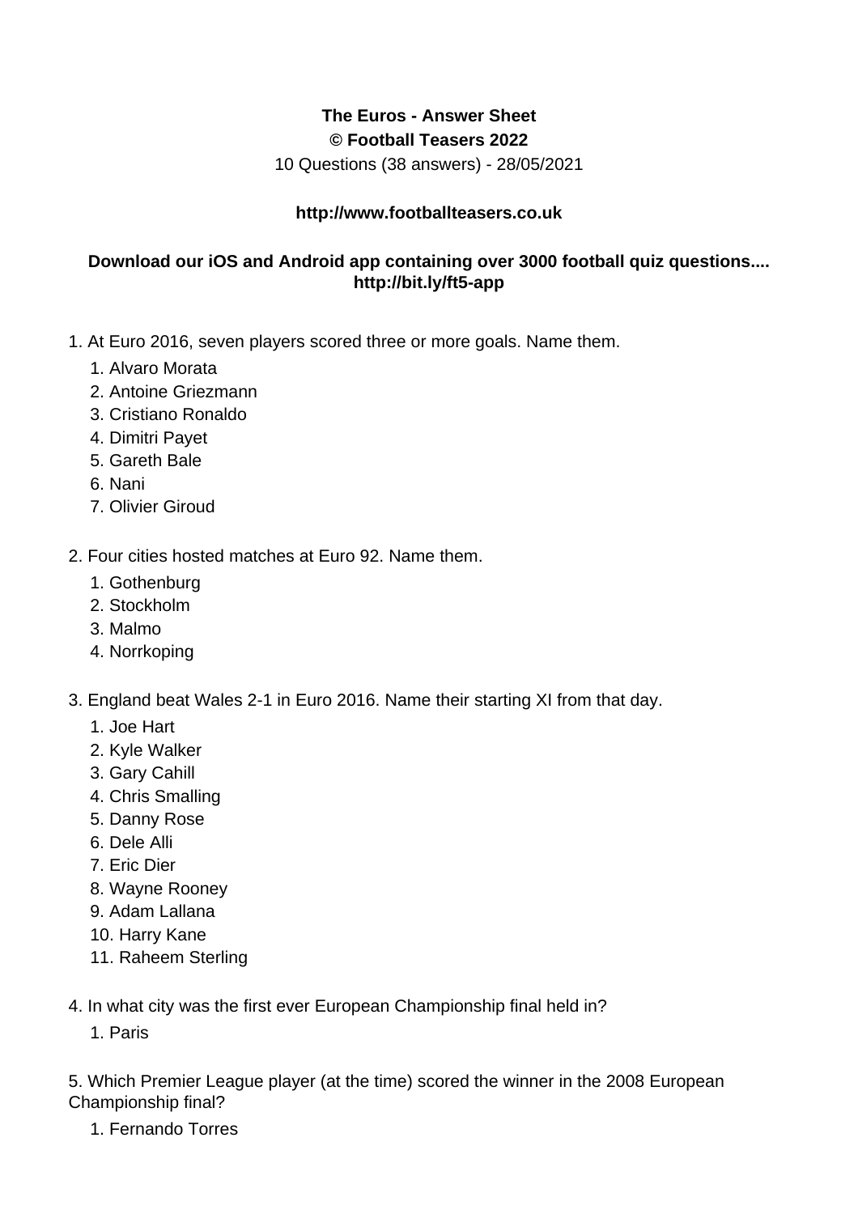**The Euros - Answer Sheet**
**© Football Teasers 2022**
10 Questions (38 answers) - 28/05/2021

**http://www.footballteasers.co.uk**

**Download our iOS and Android app containing over 3000 football quiz questions.... http://bit.ly/ft5-app**

1. At Euro 2016, seven players scored three or more goals. Name them.
    1. Alvaro Morata
    2. Antoine Griezmann
    3. Cristiano Ronaldo
    4. Dimitri Payet
    5. Gareth Bale
    6. Nani
    7. Olivier Giroud

2. Four cities hosted matches at Euro 92. Name them.
    1. Gothenburg
    2. Stockholm
    3. Malmo
    4. Norrkoping

3. England beat Wales 2-1 in Euro 2016. Name their starting XI from that day.
    1. Joe Hart
    2. Kyle Walker
    3. Gary Cahill
    4. Chris Smalling
    5. Danny Rose
    6. Dele Alli
    7. Eric Dier
    8. Wayne Rooney
    9. Adam Lallana
    10. Harry Kane
    11. Raheem Sterling

4. In what city was the first ever European Championship final held in?
    1. Paris

5. Which Premier League player (at the time) scored the winner in the 2008 European Championship final?
    1. Fernando Torres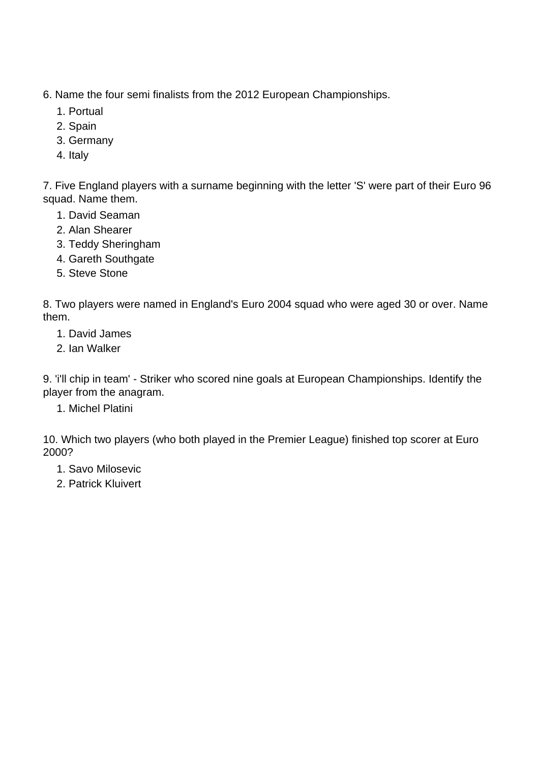6. Name the four semi finalists from the 2012 European Championships.

1. Portual
2. Spain
3. Germany
4. Italy

7. Five England players with a surname beginning with the letter 'S' were part of their Euro 96 squad. Name them.

1. David Seaman
2. Alan Shearer
3. Teddy Sheringham
4. Gareth Southgate
5. Steve Stone

8. Two players were named in England's Euro 2004 squad who were aged 30 or over. Name them.

1. David James
2. Ian Walker

9. 'i'll chip in team' - Striker who scored nine goals at European Championships. Identify the player from the anagram.

1. Michel Platini

10. Which two players (who both played in the Premier League) finished top scorer at Euro 2000?

1. Savo Milosevic
2. Patrick Kluivert